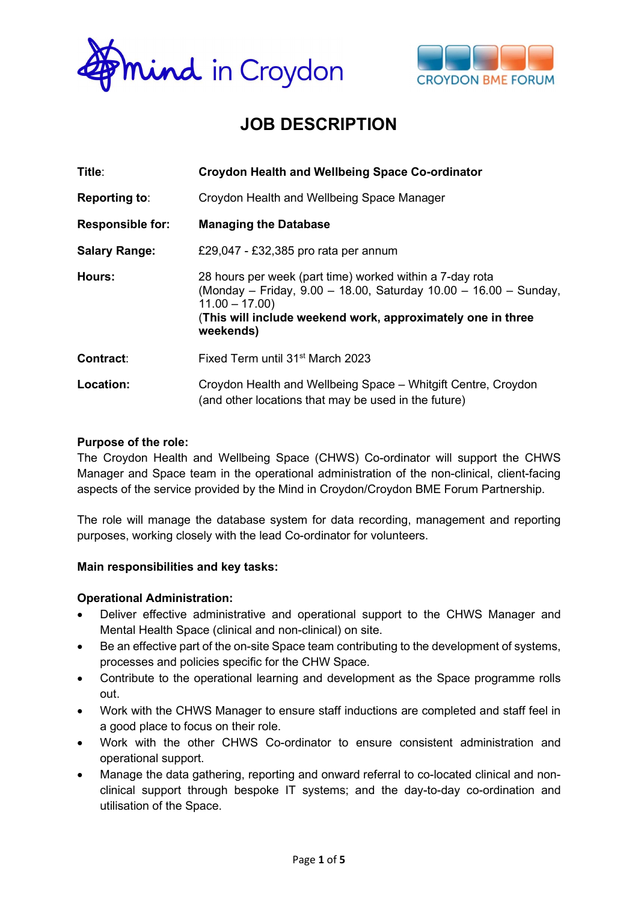# JOB DESCRIPTION

| | |
|---|---|
| **Title**: | **Croydon Health and Wellbeing Space Co-ordinator** |
| **Reporting to**: | Croydon Health and Wellbeing Space Manager |
| **Responsible for:** | **Managing the Database** |
| **Salary Range:** | £29,047 - £32,385 pro rata per annum |
| **Hours:** | 28 hours per week (part time) worked within a 7-day rota (Monday – Friday, 9.00 – 18.00, Saturday 10.00 – 16.00 – Sunday, 11.00 – 17.00) (**This will include weekend work, approximately one in three weekends)** |
| **Contract**: | Fixed Term until 31st March 2023 |
| **Location:** | Croydon Health and Wellbeing Space – Whitgift Centre, Croydon (and other locations that may be used in the future) |

**Purpose of the role:**
The Croydon Health and Wellbeing Space (CHWS) Co-ordinator will support the CHWS Manager and Space team in the operational administration of the non-clinical, client-facing aspects of the service provided by the Mind in Croydon/Croydon BME Forum Partnership.

The role will manage the database system for data recording, management and reporting purposes, working closely with the lead Co-ordinator for volunteers.

**Main responsibilities and key tasks:**

**Operational Administration:**

- Deliver effective administrative and operational support to the CHWS Manager and Mental Health Space (clinical and non-clinical) on site.
- Be an effective part of the on-site Space team contributing to the development of systems, processes and policies specific for the CHW Space.
- Contribute to the operational learning and development as the Space programme rolls out.
- Work with the CHWS Manager to ensure staff inductions are completed and staff feel in a good place to focus on their role.
- Work with the other CHWS Co-ordinator to ensure consistent administration and operational support.
- Manage the data gathering, reporting and onward referral to co-located clinical and non-clinical support through bespoke IT systems; and the day-to-day co-ordination and utilisation of the Space.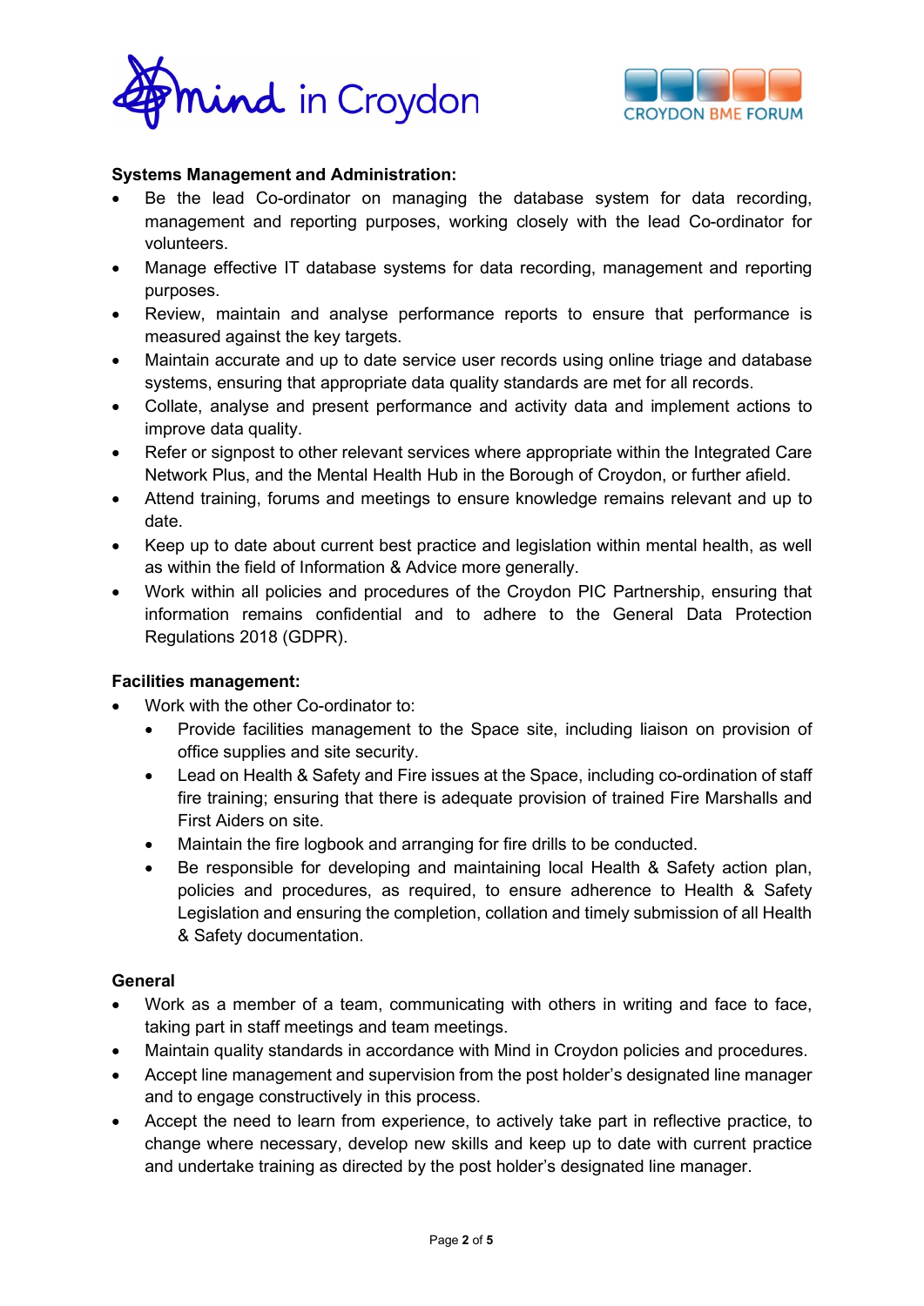**Systems Management and Administration:**

- Be the lead Co-ordinator on managing the database system for data recording, management and reporting purposes, working closely with the lead Co-ordinator for volunteers.
- Manage effective IT database systems for data recording, management and reporting purposes.
- Review, maintain and analyse performance reports to ensure that performance is measured against the key targets.
- Maintain accurate and up to date service user records using online triage and database systems, ensuring that appropriate data quality standards are met for all records.
- Collate, analyse and present performance and activity data and implement actions to improve data quality.
- Refer or signpost to other relevant services where appropriate within the Integrated Care Network Plus, and the Mental Health Hub in the Borough of Croydon, or further afield.
- Attend training, forums and meetings to ensure knowledge remains relevant and up to date.
- Keep up to date about current best practice and legislation within mental health, as well as within the field of Information & Advice more generally.
- Work within all policies and procedures of the Croydon PIC Partnership, ensuring that information remains confidential and to adhere to the General Data Protection Regulations 2018 (GDPR).

**Facilities management:**

- Work with the other Co-ordinator to:
  - Provide facilities management to the Space site, including liaison on provision of office supplies and site security.
  - Lead on Health & Safety and Fire issues at the Space, including co-ordination of staff fire training; ensuring that there is adequate provision of trained Fire Marshalls and First Aiders on site.
  - Maintain the fire logbook and arranging for fire drills to be conducted.
  - Be responsible for developing and maintaining local Health & Safety action plan, policies and procedures, as required, to ensure adherence to Health & Safety Legislation and ensuring the completion, collation and timely submission of all Health & Safety documentation.

**General**

- Work as a member of a team, communicating with others in writing and face to face, taking part in staff meetings and team meetings.
- Maintain quality standards in accordance with Mind in Croydon policies and procedures.
- Accept line management and supervision from the post holder's designated line manager and to engage constructively in this process.
- Accept the need to learn from experience, to actively take part in reflective practice, to change where necessary, develop new skills and keep up to date with current practice and undertake training as directed by the post holder's designated line manager.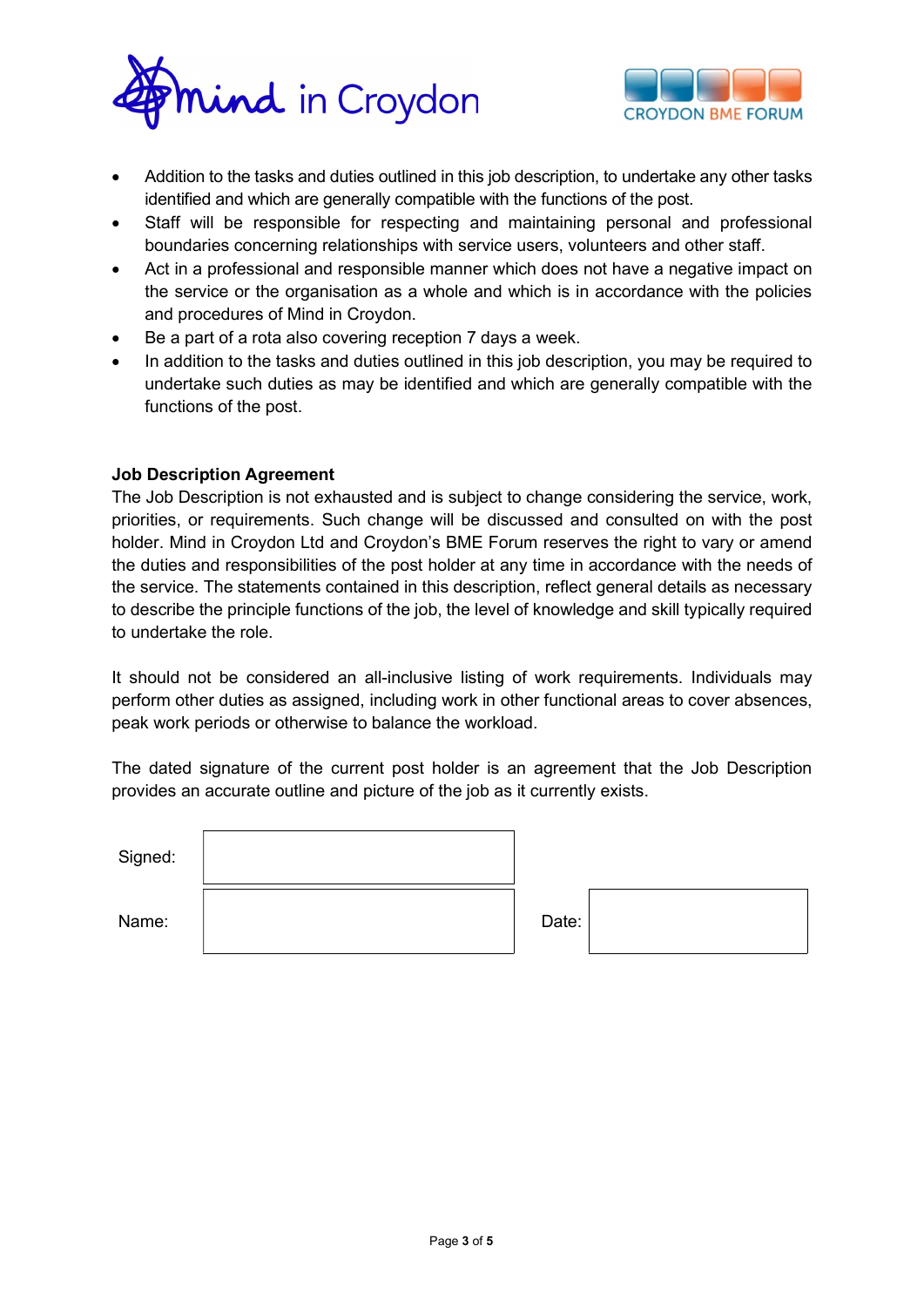- Addition to the tasks and duties outlined in this job description, to undertake any other tasks identified and which are generally compatible with the functions of the post.
- Staff will be responsible for respecting and maintaining personal and professional boundaries concerning relationships with service users, volunteers and other staff.
- Act in a professional and responsible manner which does not have a negative impact on the service or the organisation as a whole and which is in accordance with the policies and procedures of Mind in Croydon.
- Be a part of a rota also covering reception 7 days a week.
- In addition to the tasks and duties outlined in this job description, you may be required to undertake such duties as may be identified and which are generally compatible with the functions of the post.

**Job Description Agreement**

The Job Description is not exhausted and is subject to change considering the service, work, priorities, or requirements. Such change will be discussed and consulted on with the post holder. Mind in Croydon Ltd and Croydon's BME Forum reserves the right to vary or amend the duties and responsibilities of the post holder at any time in accordance with the needs of the service. The statements contained in this description, reflect general details as necessary to describe the principle functions of the job, the level of knowledge and skill typically required to undertake the role.

It should not be considered an all-inclusive listing of work requirements. Individuals may perform other duties as assigned, including work in other functional areas to cover absences, peak work periods or otherwise to balance the workload.

The dated signature of the current post holder is an agreement that the Job Description provides an accurate outline and picture of the job as it currently exists.

| | | | |
|---|---|---|---|
| Signed: | | | |
| Name: | | Date: | |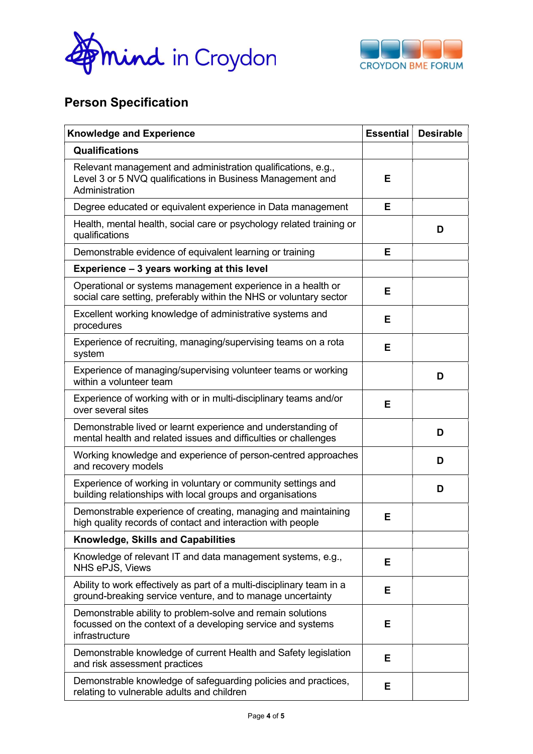## Person Specification

| Knowledge and Experience | Essential | Desirable |
|---|---|---|
| **Qualifications** | | |
| Relevant management and administration qualifications, e.g., Level 3 or 5 NVQ qualifications in Business Management and Administration | E | |
| Degree educated or equivalent experience in Data management | E | |
| Health, mental health, social care or psychology related training or qualifications | | D |
| Demonstrable evidence of equivalent learning or training | E | |
| **Experience – 3 years working at this level** | | |
| Operational or systems management experience in a health or social care setting, preferably within the NHS or voluntary sector | E | |
| Excellent working knowledge of administrative systems and procedures | E | |
| Experience of recruiting, managing/supervising teams on a rota system | E | |
| Experience of managing/supervising volunteer teams or working within a volunteer team | | D |
| Experience of working with or in multi-disciplinary teams and/or over several sites | E | |
| Demonstrable lived or learnt experience and understanding of mental health and related issues and difficulties or challenges | | D |
| Working knowledge and experience of person-centred approaches and recovery models | | D |
| Experience of working in voluntary or community settings and building relationships with local groups and organisations | | D |
| Demonstrable experience of creating, managing and maintaining high quality records of contact and interaction with people | E | |
| **Knowledge, Skills and Capabilities** | | |
| Knowledge of relevant IT and data management systems, e.g., NHS ePJS, Views | E | |
| Ability to work effectively as part of a multi-disciplinary team in a ground-breaking service venture, and to manage uncertainty | E | |
| Demonstrable ability to problem-solve and remain solutions focussed on the context of a developing service and systems infrastructure | E | |
| Demonstrable knowledge of current Health and Safety legislation and risk assessment practices | E | |
| Demonstrable knowledge of safeguarding policies and practices, relating to vulnerable adults and children | E | |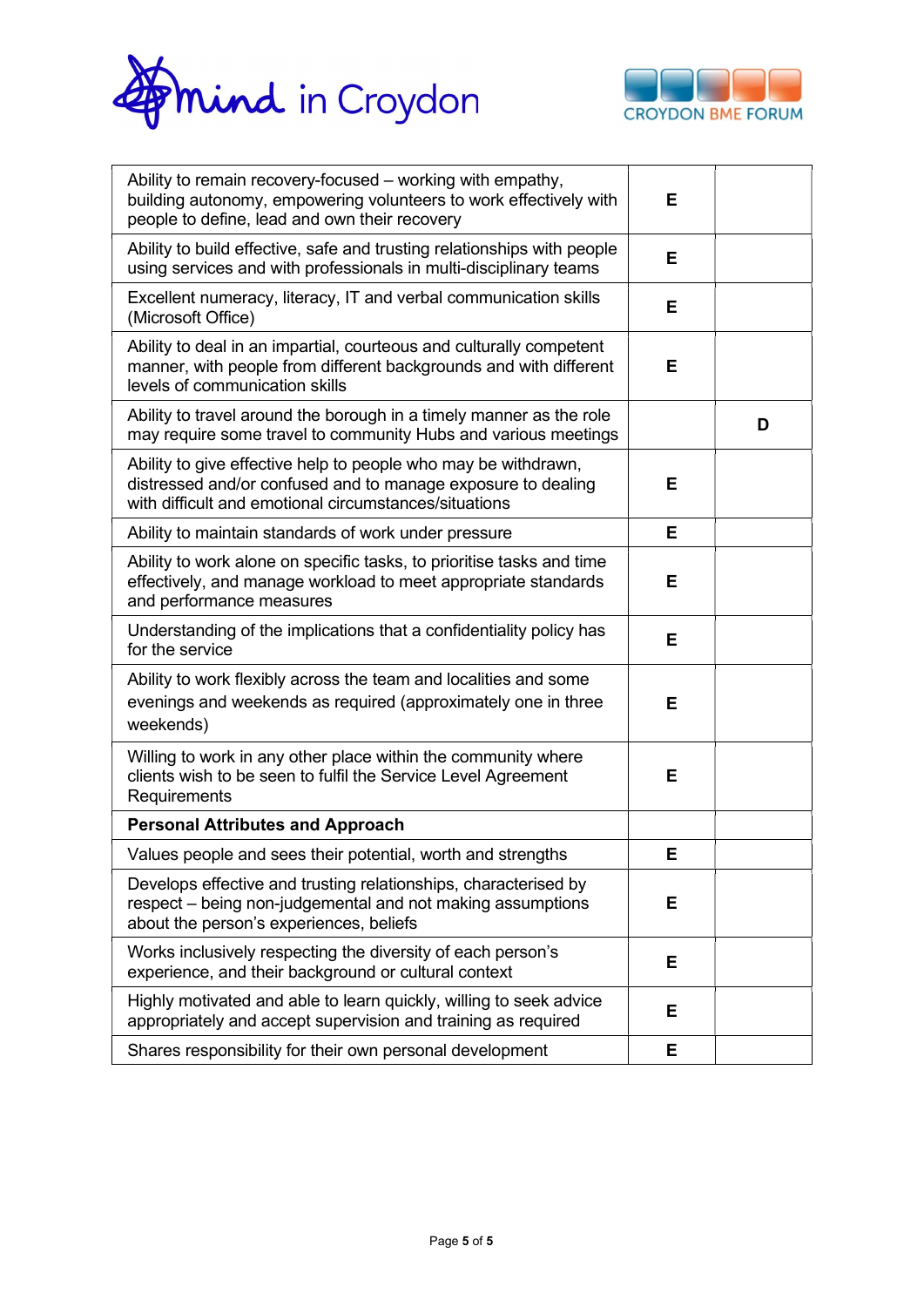| | | |
|---|---|---|
| Ability to remain recovery-focused – working with empathy, building autonomy, empowering volunteers to work effectively with people to define, lead and own their recovery | E | |
| Ability to build effective, safe and trusting relationships with people using services and with professionals in multi-disciplinary teams | E | |
| Excellent numeracy, literacy, IT and verbal communication skills (Microsoft Office) | E | |
| Ability to deal in an impartial, courteous and culturally competent manner, with people from different backgrounds and with different levels of communication skills | E | |
| Ability to travel around the borough in a timely manner as the role may require some travel to community Hubs and various meetings | | D |
| Ability to give effective help to people who may be withdrawn, distressed and/or confused and to manage exposure to dealing with difficult and emotional circumstances/situations | E | |
| Ability to maintain standards of work under pressure | E | |
| Ability to work alone on specific tasks, to prioritise tasks and time effectively, and manage workload to meet appropriate standards and performance measures | E | |
| Understanding of the implications that a confidentiality policy has for the service | E | |
| Ability to work flexibly across the team and localities and some evenings and weekends as required (approximately one in three weekends) | E | |
| Willing to work in any other place within the community where clients wish to be seen to fulfil the Service Level Agreement Requirements | E | |
| **Personal Attributes and Approach** | | |
| Values people and sees their potential, worth and strengths | E | |
| Develops effective and trusting relationships, characterised by respect – being non-judgemental and not making assumptions about the person's experiences, beliefs | E | |
| Works inclusively respecting the diversity of each person's experience, and their background or cultural context | E | |
| Highly motivated and able to learn quickly, willing to seek advice appropriately and accept supervision and training as required | E | |
| Shares responsibility for their own personal development | E | |